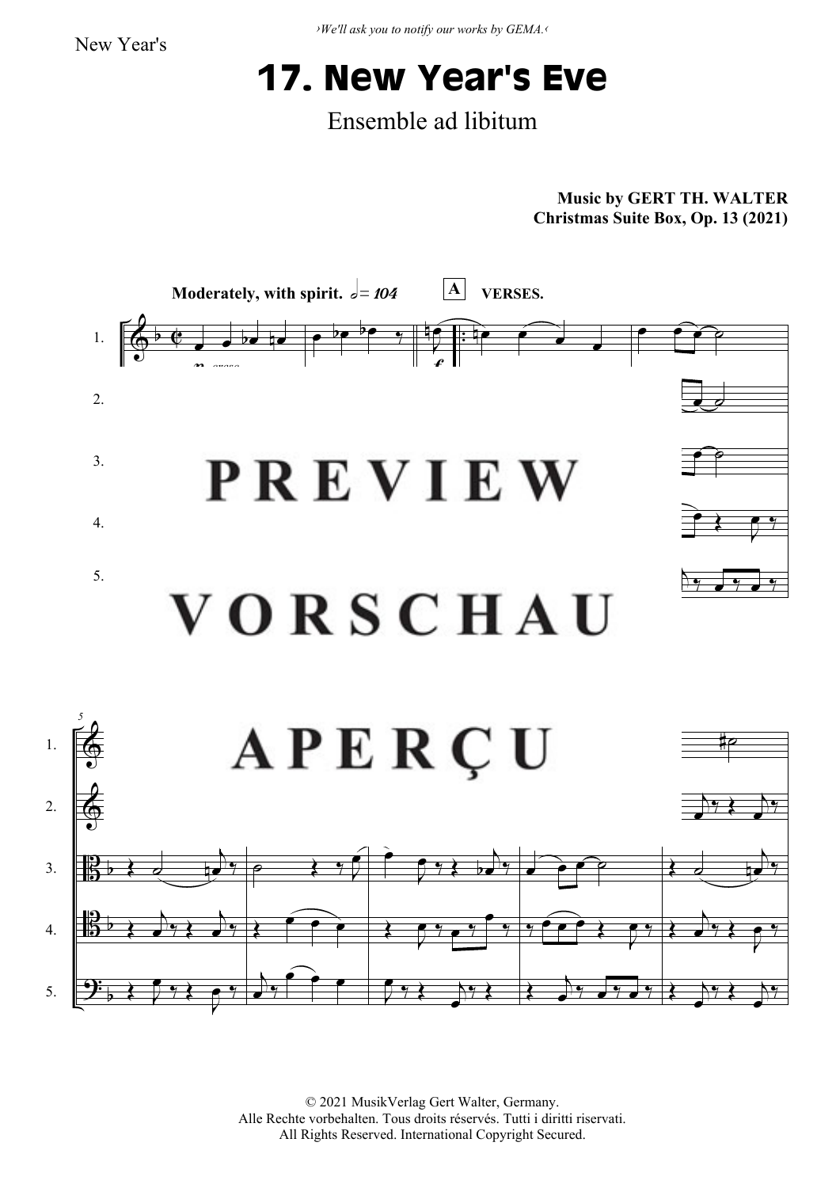›We'll ask you to notify our works by GEMA.‹

# 17. New Year's Eve

Ensemble ad libitum

**Music by GERT TH. WALTER**
**Christmas Suite Box, Op. 13 (2021)**

**Moderately, with spirit.** 𝅗𝅥 = *104*

**A** **VERSES.**

PREVIEW

VORSCHAU

APERÇU

© 2021 MusikVerlag Gert Walter, Germany.
Alle Rechte vorbehalten. Tous droits réservés. Tutti i diritti riservati.
All Rights Reserved. International Copyright Secured.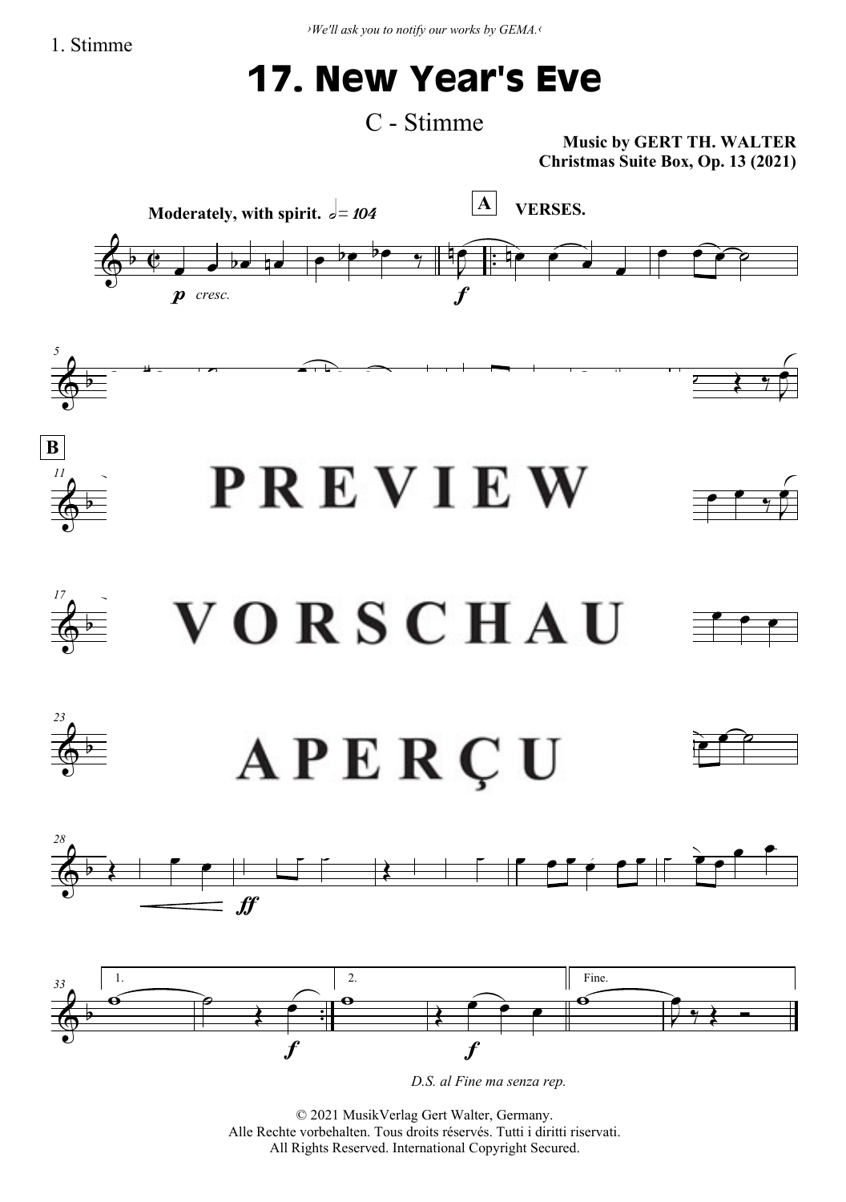1. Stimme

›We'll ask you to notify our works by GEMA.‹

# 17. New Year's Eve

C - Stimme

**Music by GERT TH. WALTER**
**Christmas Suite Box, Op. 13 (2021)**

**Moderately, with spirit.** ♩= 104

**A** **VERSES.**

**B**

PREVIEW

VORSCHAU

APERÇU

1. 2. Fine.

*D.S. al Fine ma senza rep.*

© 2021 MusikVerlag Gert Walter, Germany.
Alle Rechte vorbehalten. Tous droits réservés. Tutti i diritti riservati.
All Rights Reserved. International Copyright Secured.